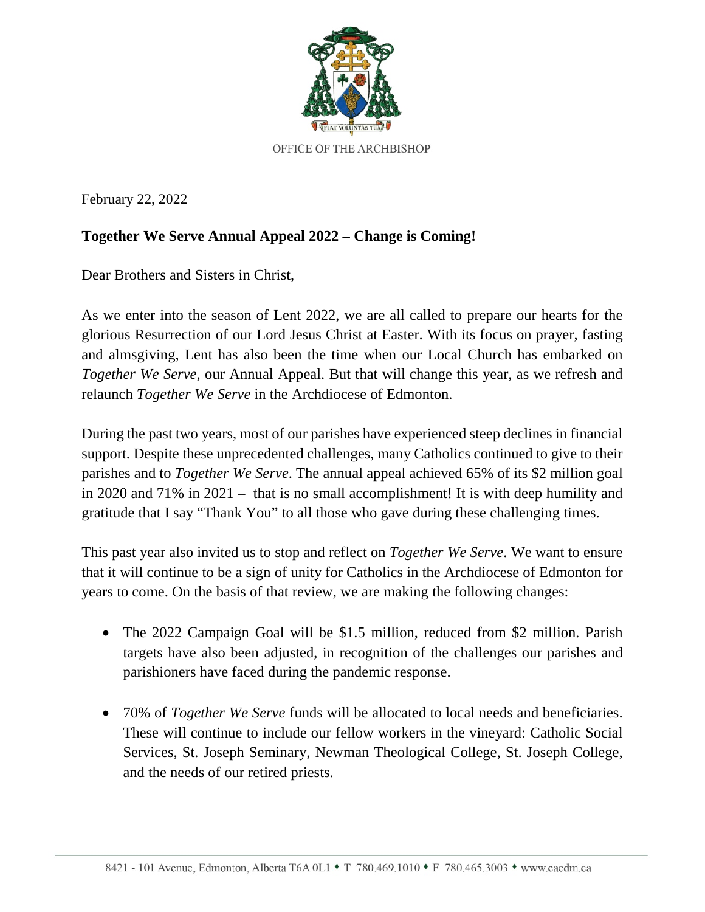OFFICE OF THE ARCHBISHOP

February 22, 2022

**Together We Serve Annual Appeal 2022 – Change is Coming!**

Dear Brothers and Sisters in Christ,

As we enter into the season of Lent 2022, we are all called to prepare our hearts for the glorious Resurrection of our Lord Jesus Christ at Easter. With its focus on prayer, fasting and almsgiving, Lent has also been the time when our Local Church has embarked on *Together We Serve,* our Annual Appeal. But that will change this year, as we refresh and relaunch *Together We Serve* in the Archdiocese of Edmonton.

During the past two years, most of our parishes have experienced steep declines in financial support. Despite these unprecedented challenges, many Catholics continued to give to their parishes and to *Together We Serve*. The annual appeal achieved 65% of its $2 million goal in 2020 and 71% in 2021 – that is no small accomplishment! It is with deep humility and gratitude that I say "Thank You" to all those who gave during these challenging times.

This past year also invited us to stop and reflect on *Together We Serve*. We want to ensure that it will continue to be a sign of unity for Catholics in the Archdiocese of Edmonton for years to come. On the basis of that review, we are making the following changes:

- The 2022 Campaign Goal will be $1.5 million, reduced from $2 million. Parish targets have also been adjusted, in recognition of the challenges our parishes and parishioners have faced during the pandemic response.
- 70% of *Together We Serve* funds will be allocated to local needs and beneficiaries. These will continue to include our fellow workers in the vineyard: Catholic Social Services, St. Joseph Seminary, Newman Theological College, St. Joseph College, and the needs of our retired priests.

8421 - 101 Avenue, Edmonton, Alberta T6A 0L1 ♦ T 780.469.1010 ♦ F 780.465.3003 ♦ www.caedm.ca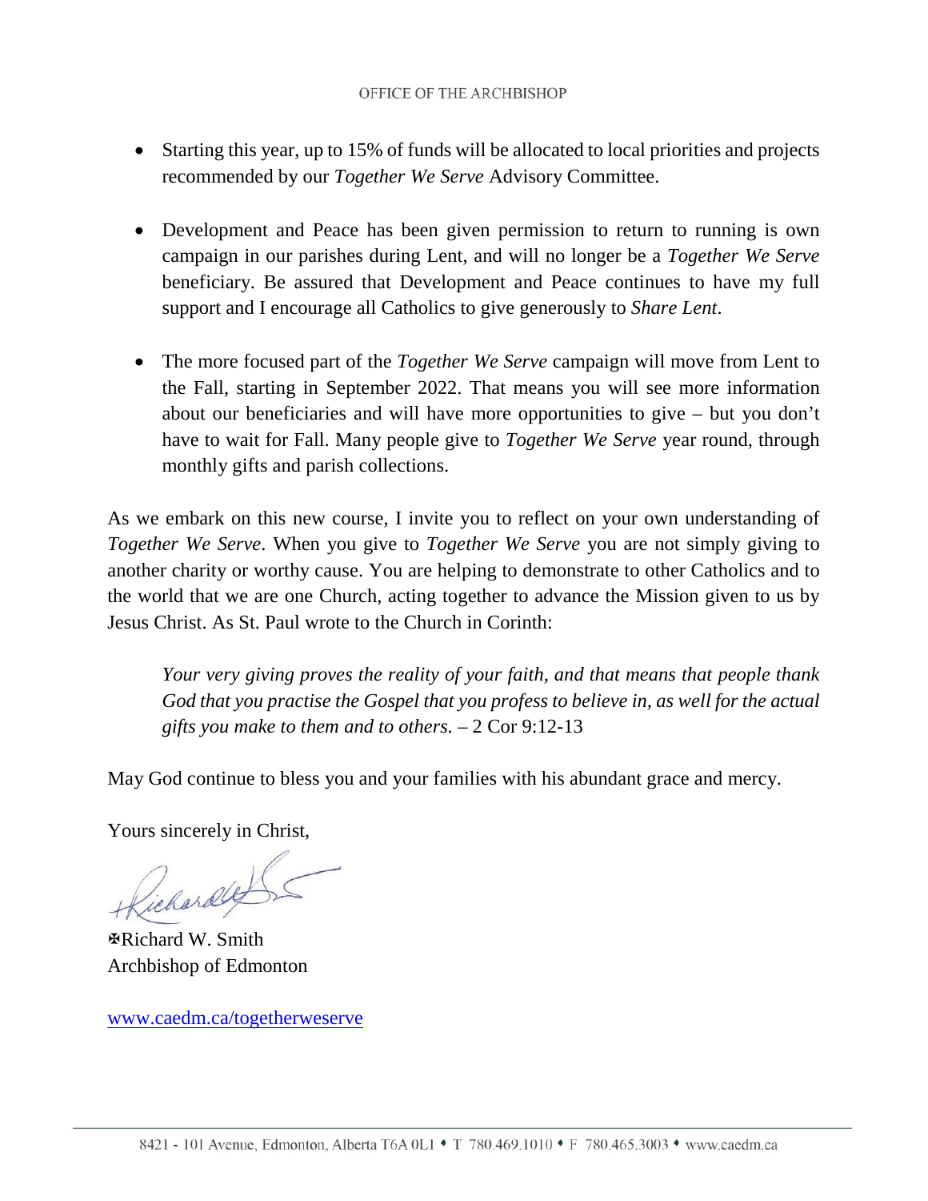- Starting this year, up to 15% of funds will be allocated to local priorities and projects recommended by our *Together We Serve* Advisory Committee.

- Development and Peace has been given permission to return to running is own campaign in our parishes during Lent, and will no longer be a *Together We Serve* beneficiary. Be assured that Development and Peace continues to have my full support and I encourage all Catholics to give generously to *Share Lent*.

- The more focused part of the *Together We Serve* campaign will move from Lent to the Fall, starting in September 2022. That means you will see more information about our beneficiaries and will have more opportunities to give – but you don't have to wait for Fall. Many people give to *Together We Serve* year round, through monthly gifts and parish collections.

As we embark on this new course, I invite you to reflect on your own understanding of *Together We Serve*. When you give to *Together We Serve* you are not simply giving to another charity or worthy cause. You are helping to demonstrate to other Catholics and to the world that we are one Church, acting together to advance the Mission given to us by Jesus Christ. As St. Paul wrote to the Church in Corinth:

> *Your very giving proves the reality of your faith, and that means that people thank God that you practise the Gospel that you profess to believe in, as well for the actual gifts you make to them and to others.* – 2 Cor 9:12-13

May God continue to bless you and your families with his abundant grace and mercy.

Yours sincerely in Christ,

✠Richard W. Smith
Archbishop of Edmonton

www.caedm.ca/togetherweserve